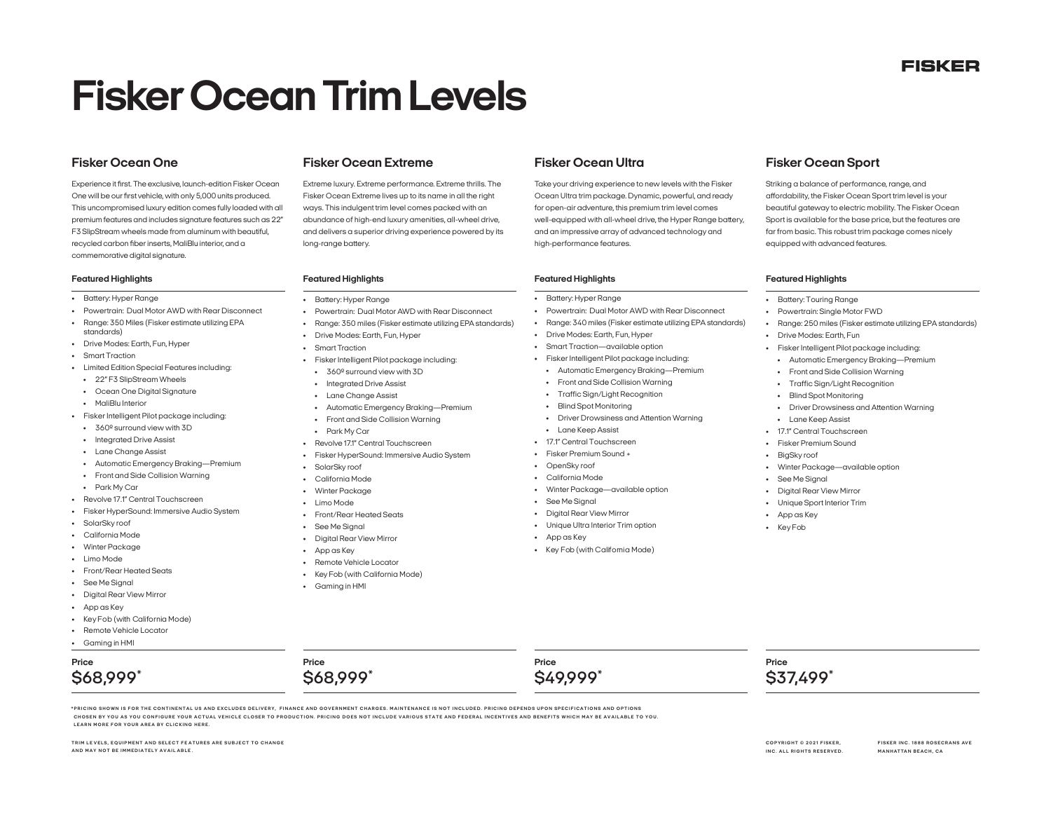FISKER

# Fisker Ocean Trim Levels

## Fisker Ocean One

Experience it first. The exclusive, launch-edition Fisker Ocean One will be our first vehicle, with only 5,000 units produced. This uncompromised luxury edition comes fully loaded with all premium features and includes signature features such as 22" F3 SlipStream wheels made from aluminum with beautiful, recycled carbon fiber inserts, MaliBlu interior, and a commemorative digital signature.

### Featured Highlights

- Battery: Hyper Range
- Powertrain: Dual Motor AWD with Rear Disconnect
- Range: 350 Miles (Fisker estimate utilizing EPA standards)
- Drive Modes: Earth, Fun, Hyper
- Smart Traction
- Limited Edition Special Features including:
  - 22" F3 SlipStream Wheels
  - Ocean One Digital Signature
  - MaliBlu Interior
- Fisker Intelligent Pilot package including:
  - 360º surround view with 3D
  - Integrated Drive Assist
  - Lane Change Assist
  - Automatic Emergency Braking—Premium
  - Front and Side Collision Warning
  - Park My Car
- Revolve 17.1" Central Touchscreen
- Fisker HyperSound: Immersive Audio System
- SolarSky roof
- California Mode
- Winter Package
- Limo Mode
- Front/Rear Heated Seats
- See Me Signal
- Digital Rear View Mirror
- App as Key
- Key Fob (with California Mode)
- Remote Vehicle Locator
- Gaming in HMI

**Price**

$68,999*

## Fisker Ocean Extreme

Extreme luxury. Extreme performance. Extreme thrills. The Fisker Ocean Extreme lives up to its name in all the right ways. This indulgent trim level comes packed with an abundance of high-end luxury amenities, all-wheel drive, and delivers a superior driving experience powered by its long-range battery.

### Featured Highlights

- Battery: Hyper Range
- Powertrain: Dual Motor AWD with Rear Disconnect
- Range: 350 miles (Fisker estimate utilizing EPA standards)
- Drive Modes: Earth, Fun, Hyper
- Smart Traction
- Fisker Intelligent Pilot package including:
  - 360º surround view with 3D
  - Integrated Drive Assist
  - Lane Change Assist
  - Automatic Emergency Braking—Premium
  - Front and Side Collision Warning
  - Park My Car
- Revolve 17.1" Central Touchscreen
- Fisker HyperSound: Immersive Audio System
- SolarSky roof
- California Mode
- Winter Package
- Limo Mode
- Front/Rear Heated Seats
- See Me Signal
- Digital Rear View Mirror
- App as Key
- Remote Vehicle Locator
- Key Fob (with California Mode)
- Gaming in HMI

**Price**

$68,999*

## Fisker Ocean Ultra

Take your driving experience to new levels with the Fisker Ocean Ultra trim package. Dynamic, powerful, and ready for open-air adventure, this premium trim level comes well-equipped with all-wheel drive, the Hyper Range battery, and an impressive array of advanced technology and high-performance features.

### Featured Highlights

- Battery: Hyper Range
- Powertrain: Dual Motor AWD with Rear Disconnect
- Range: 340 miles (Fisker estimate utilizing EPA standards)
- Drive Modes: Earth, Fun, Hyper
- Smart Traction—available option
- Fisker Intelligent Pilot package including:
  - Automatic Emergency Braking—Premium
  - Front and Side Collision Warning
  - Traffic Sign/Light Recognition
  - Blind Spot Monitoring
  - Driver Drowsiness and Attention Warning
  - Lane Keep Assist
- 17.1" Central Touchscreen
- Fisker Premium Sound +
- OpenSky roof
- California Mode
- Winter Package—available option
- See Me Signal
- Digital Rear View Mirror
- Unique Ultra Interior Trim option
- App as Key
- Key Fob (with California Mode)

**Price**

$49,999*

## Fisker Ocean Sport

Striking a balance of performance, range, and affordability, the Fisker Ocean Sport trim level is your beautiful gateway to electric mobility. The Fisker Ocean Sport is available for the base price, but the features are far from basic. This robust trim package comes nicely equipped with advanced features.

### Featured Highlights

- Battery: Touring Range
- Powertrain: Single Motor FWD
- Range: 250 miles (Fisker estimate utilizing EPA standards)
- Drive Modes: Earth, Fun
- Fisker Intelligent Pilot package including:
  - Automatic Emergency Braking—Premium
  - Front and Side Collision Warning
  - Traffic Sign/Light Recognition
  - Blind Spot Monitoring
  - Driver Drowsiness and Attention Warning
  - Lane Keep Assist
- 17.1" Central Touchscreen
- Fisker Premium Sound
- BigSky roof
- Winter Package—available option
- See Me Signal
- Digital Rear View Mirror
- Unique Sport Interior Trim
- App as Key
- Key Fob

**Price**

$37,499*

*PRICING SHOWN IS FOR THE CONTINENTAL US AND EXCLUDES DELIVERY, FINANCE AND GOVERNMENT CHARGES. MAINTENANCE IS NOT INCLUDED. PRICING DEPENDS UPON SPECIFICATIONS AND OPTIONS CHOSEN BY YOU AS YOU CONFIGURE YOUR ACTUAL VEHICLE CLOSER TO PRODUCTION. PRICING DOES NOT INCLUDE VARIOUS STATE AND FEDERAL INCENTIVES AND BENEFITS WHICH MAY BE AVAILABLE TO YOU. LEARN MORE FOR YOUR AREA BY CLICKING HERE.

TRIM LEVELS, EQUIPMENT AND SELECT FEATURES ARE SUBJECT TO CHANGE AND MAY NOT BE IMMEDIATELY AVAILABLE.

COPYRIGHT © 2021 FISKER, INC. ALL RIGHTS RESERVED.

FISKER INC. 1888 ROSECRANS AVE MANHATTAN BEACH, CA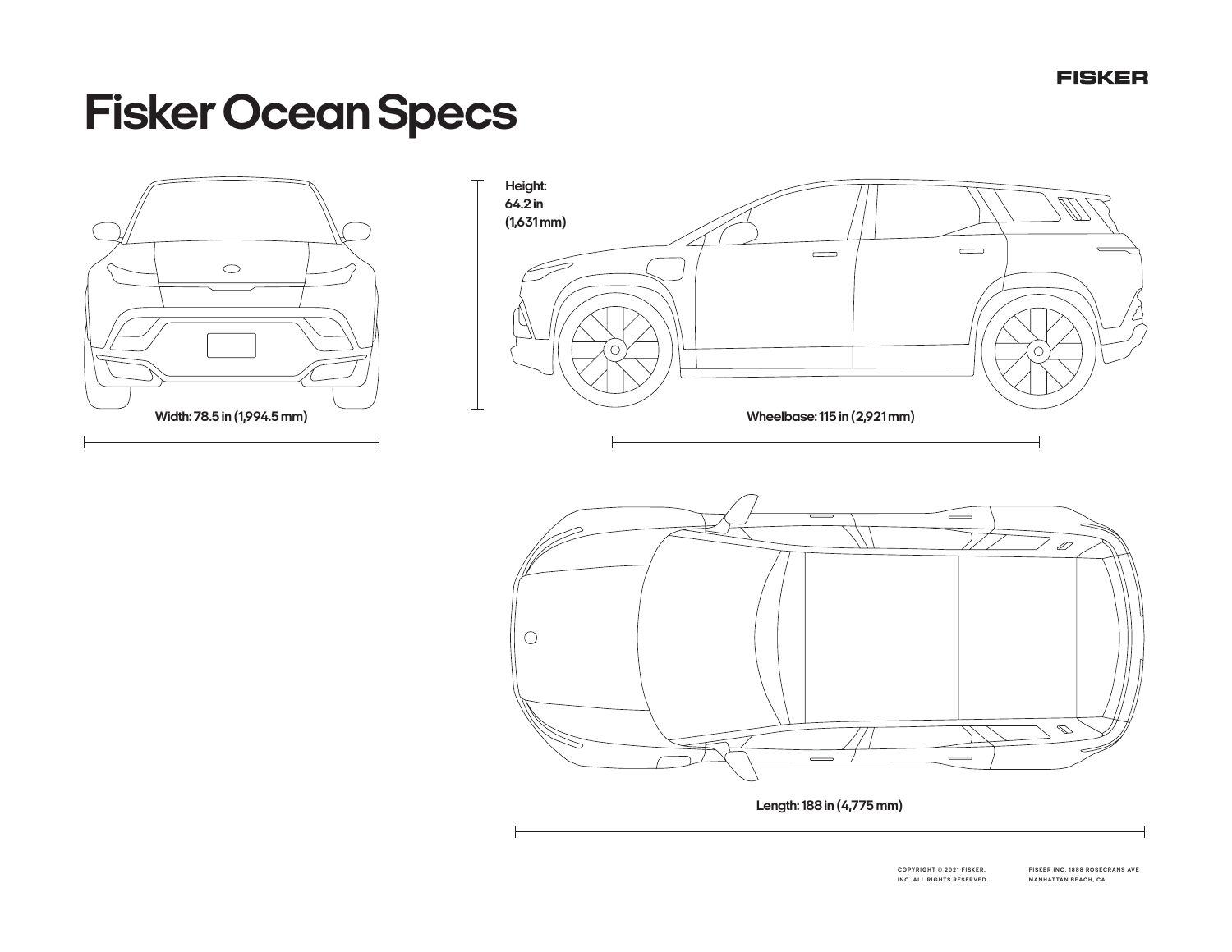FISKER

# Fisker Ocean Specs

Width: 78.5 in (1,994.5 mm)

Height:
64.2 in
(1,631 mm)

Wheelbase: 115 in (2,921 mm)

Length: 188 in (4,775 mm)

COPYRIGHT © 2021 FISKER, INC. ALL RIGHTS RESERVED.

FISKER INC. 1888 ROSECRANS AVE MANHATTAN BEACH, CA